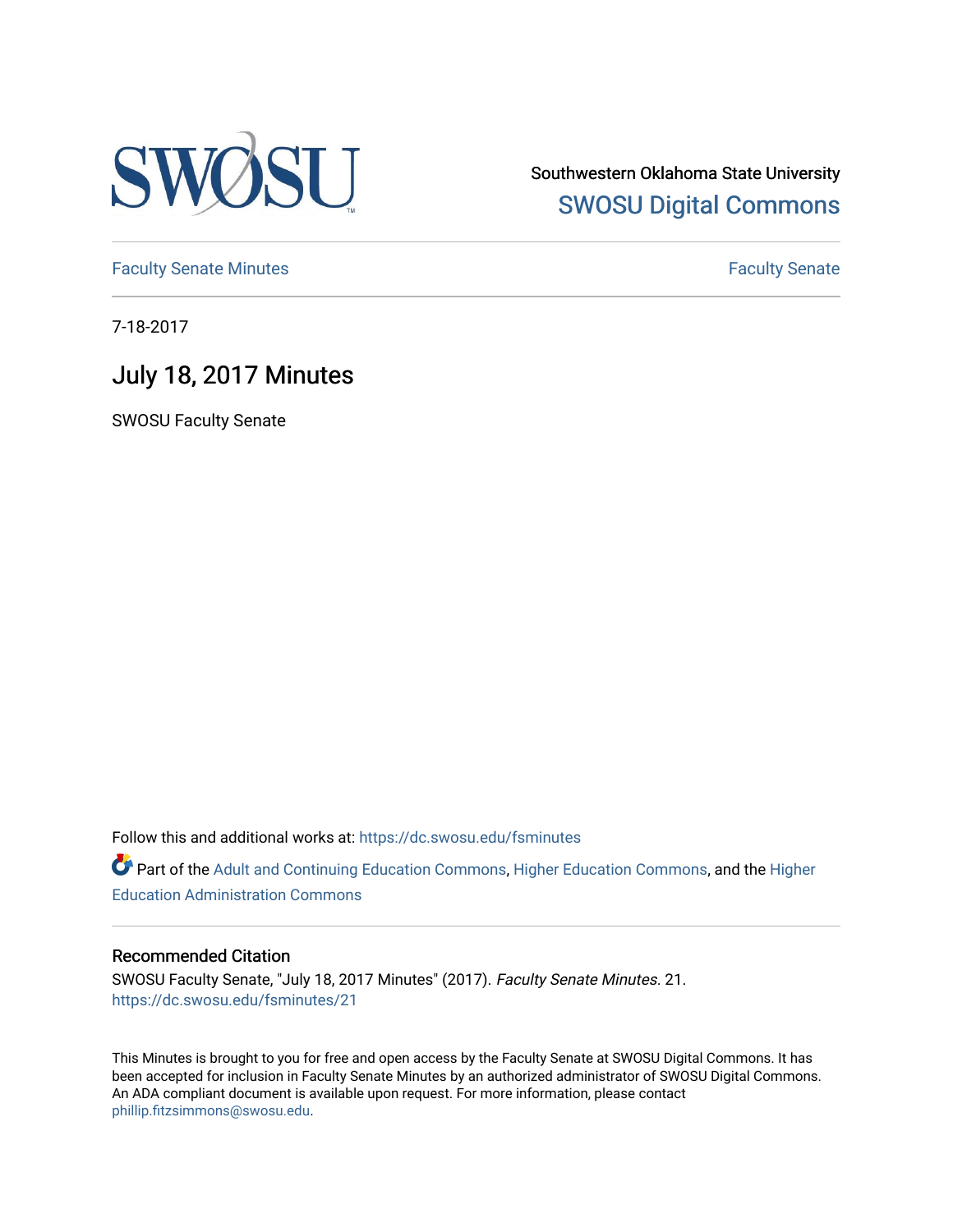Southwestern Oklahoma State University

SWOSU Digital Commons

Faculty Senate Minutes

Faculty Senate

7-18-2017

# July 18, 2017 Minutes

SWOSU Faculty Senate

Follow this and additional works at: https://dc.swosu.edu/fsminutes

Part of the Adult and Continuing Education Commons, Higher Education Commons, and the Higher Education Administration Commons

### Recommended Citation

SWOSU Faculty Senate, "July 18, 2017 Minutes" (2017). *Faculty Senate Minutes*. 21.
https://dc.swosu.edu/fsminutes/21

This Minutes is brought to you for free and open access by the Faculty Senate at SWOSU Digital Commons. It has been accepted for inclusion in Faculty Senate Minutes by an authorized administrator of SWOSU Digital Commons. An ADA compliant document is available upon request. For more information, please contact phillip.fitzsimmons@swosu.edu.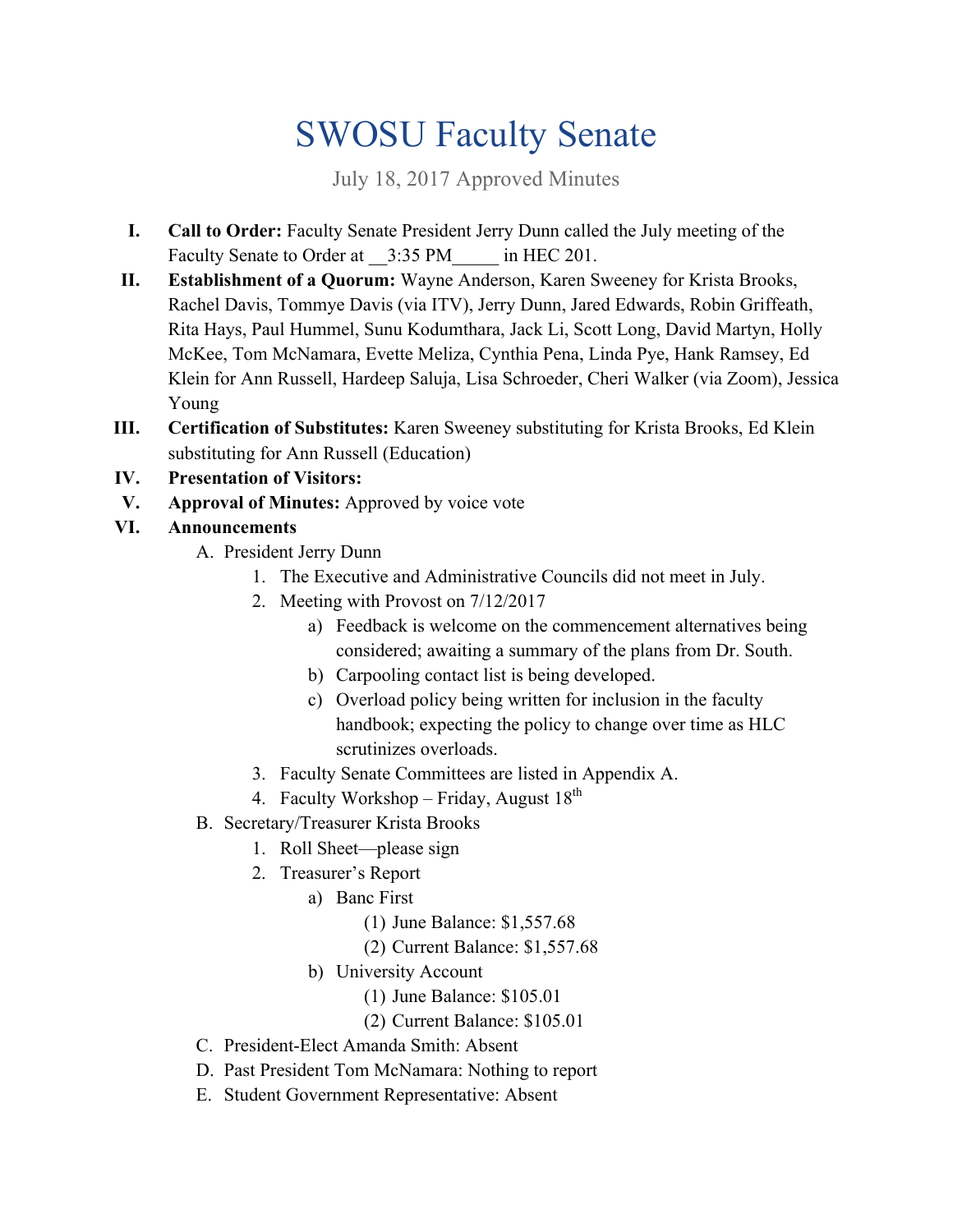# SWOSU Faculty Senate

July 18, 2017 Approved Minutes

I. **Call to Order:** Faculty Senate President Jerry Dunn called the July meeting of the Faculty Senate to Order at __3:35 PM_____ in HEC 201.

II. **Establishment of a Quorum:** Wayne Anderson, Karen Sweeney for Krista Brooks, Rachel Davis, Tommye Davis (via ITV), Jerry Dunn, Jared Edwards, Robin Griffeath, Rita Hays, Paul Hummel, Sunu Kodumthara, Jack Li, Scott Long, David Martyn, Holly McKee, Tom McNamara, Evette Meliza, Cynthia Pena, Linda Pye, Hank Ramsey, Ed Klein for Ann Russell, Hardeep Saluja, Lisa Schroeder, Cheri Walker (via Zoom), Jessica Young

III. **Certification of Substitutes:** Karen Sweeney substituting for Krista Brooks, Ed Klein substituting for Ann Russell (Education)

IV. **Presentation of Visitors:**

V. **Approval of Minutes:** Approved by voice vote

VI. **Announcements**

   A. President Jerry Dunn
      1. The Executive and Administrative Councils did not meet in July.
      2. Meeting with Provost on 7/12/2017
         a) Feedback is welcome on the commencement alternatives being considered; awaiting a summary of the plans from Dr. South.
         b) Carpooling contact list is being developed.
         c) Overload policy being written for inclusion in the faculty handbook; expecting the policy to change over time as HLC scrutinizes overloads.
      3. Faculty Senate Committees are listed in Appendix A.
      4. Faculty Workshop – Friday, August 18th

   B. Secretary/Treasurer Krista Brooks
      1. Roll Sheet—please sign
      2. Treasurer's Report
         a) Banc First
            (1) June Balance: $1,557.68
            (2) Current Balance: $1,557.68
         b) University Account
            (1) June Balance: $105.01
            (2) Current Balance: $105.01

   C. President-Elect Amanda Smith: Absent

   D. Past President Tom McNamara: Nothing to report

   E. Student Government Representative: Absent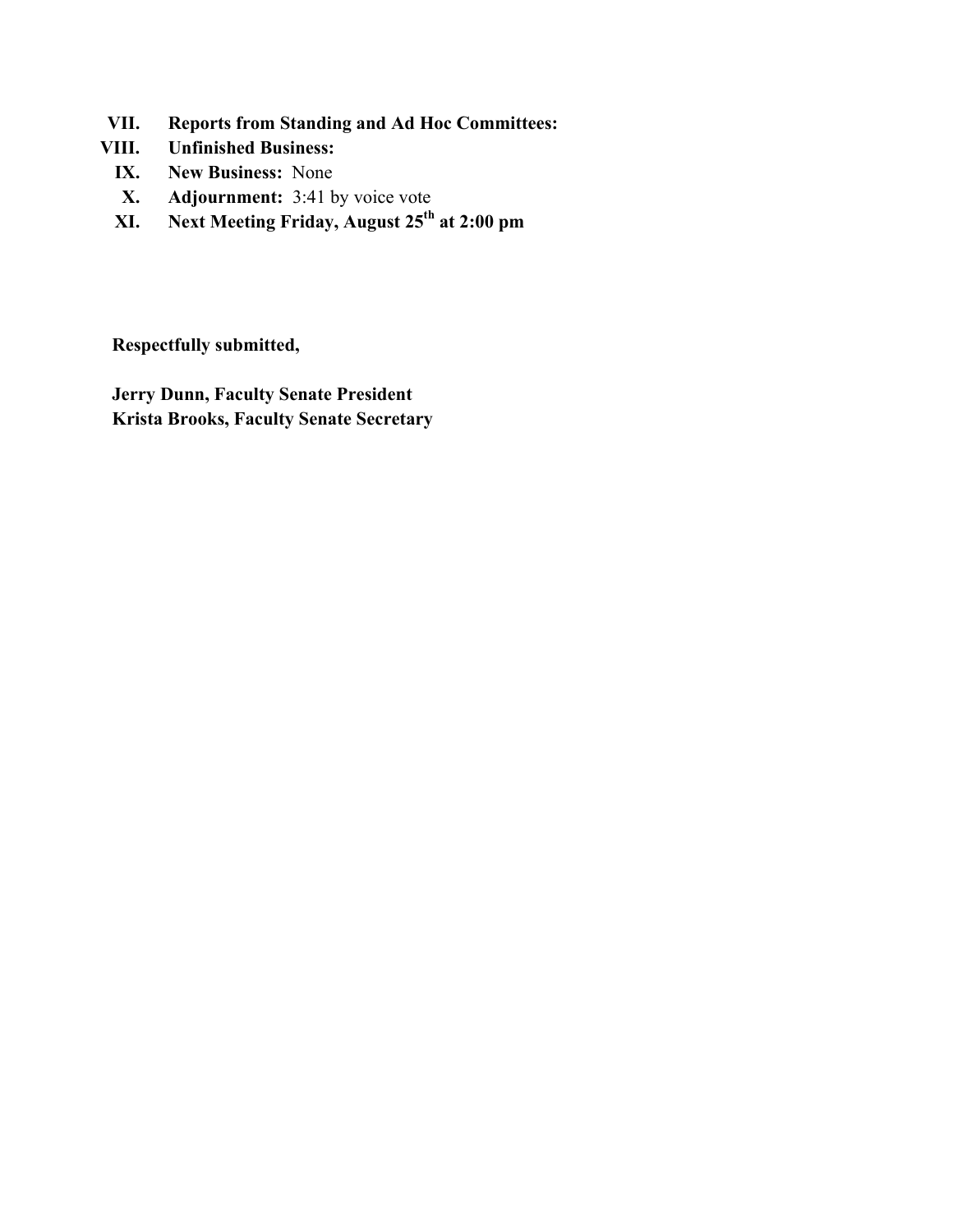VII. **Reports from Standing and Ad Hoc Committees:**

VIII. **Unfinished Business:**

IX. **New Business:** None

X. **Adjournment:** 3:41 by voice vote

XI. **Next Meeting Friday, August 25th at 2:00 pm**

**Respectfully submitted,**

**Jerry Dunn, Faculty Senate President**
**Krista Brooks, Faculty Senate Secretary**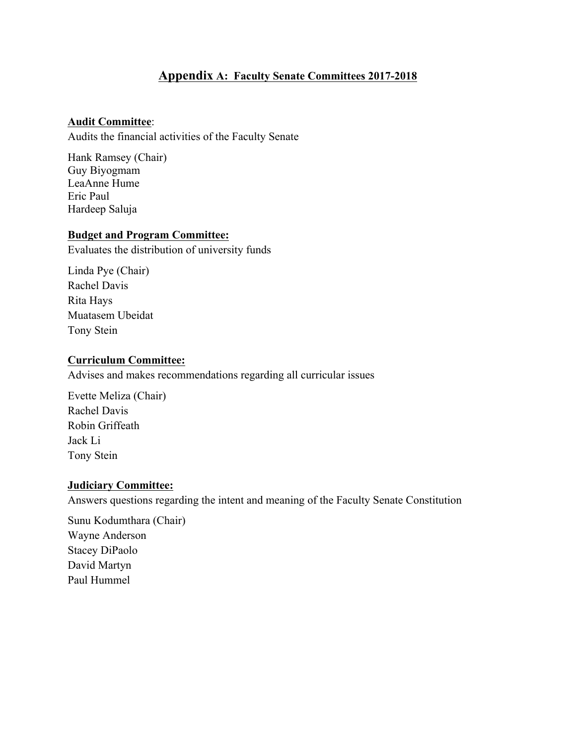# Appendix A: Faculty Senate Committees 2017-2018

**Audit Committee**:
Audits the financial activities of the Faculty Senate

Hank Ramsey (Chair)
Guy Biyogmam
LeaAnne Hume
Eric Paul
Hardeep Saluja

**Budget and Program Committee:**
Evaluates the distribution of university funds

Linda Pye (Chair)
Rachel Davis
Rita Hays
Muatasem Ubeidat
Tony Stein

**Curriculum Committee:**
Advises and makes recommendations regarding all curricular issues

Evette Meliza (Chair)
Rachel Davis
Robin Griffeath
Jack Li
Tony Stein

**Judiciary Committee:**
Answers questions regarding the intent and meaning of the Faculty Senate Constitution

Sunu Kodumthara (Chair)
Wayne Anderson
Stacey DiPaolo
David Martyn
Paul Hummel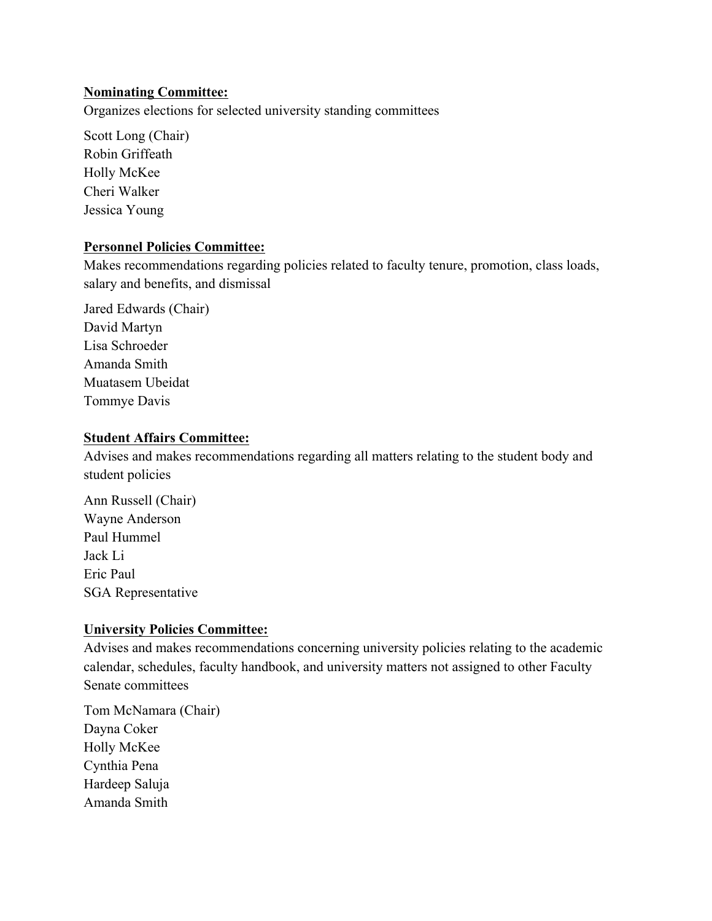**Nominating Committee:**

Organizes elections for selected university standing committees

Scott Long (Chair)
Robin Griffeath
Holly McKee
Cheri Walker
Jessica Young

**Personnel Policies Committee:**

Makes recommendations regarding policies related to faculty tenure, promotion, class loads, salary and benefits, and dismissal

Jared Edwards (Chair)
David Martyn
Lisa Schroeder
Amanda Smith
Muatasem Ubeidat
Tommye Davis

**Student Affairs Committee:**

Advises and makes recommendations regarding all matters relating to the student body and student policies

Ann Russell (Chair)
Wayne Anderson
Paul Hummel
Jack Li
Eric Paul
SGA Representative

**University Policies Committee:**

Advises and makes recommendations concerning university policies relating to the academic calendar, schedules, faculty handbook, and university matters not assigned to other Faculty Senate committees

Tom McNamara (Chair)
Dayna Coker
Holly McKee
Cynthia Pena
Hardeep Saluja
Amanda Smith